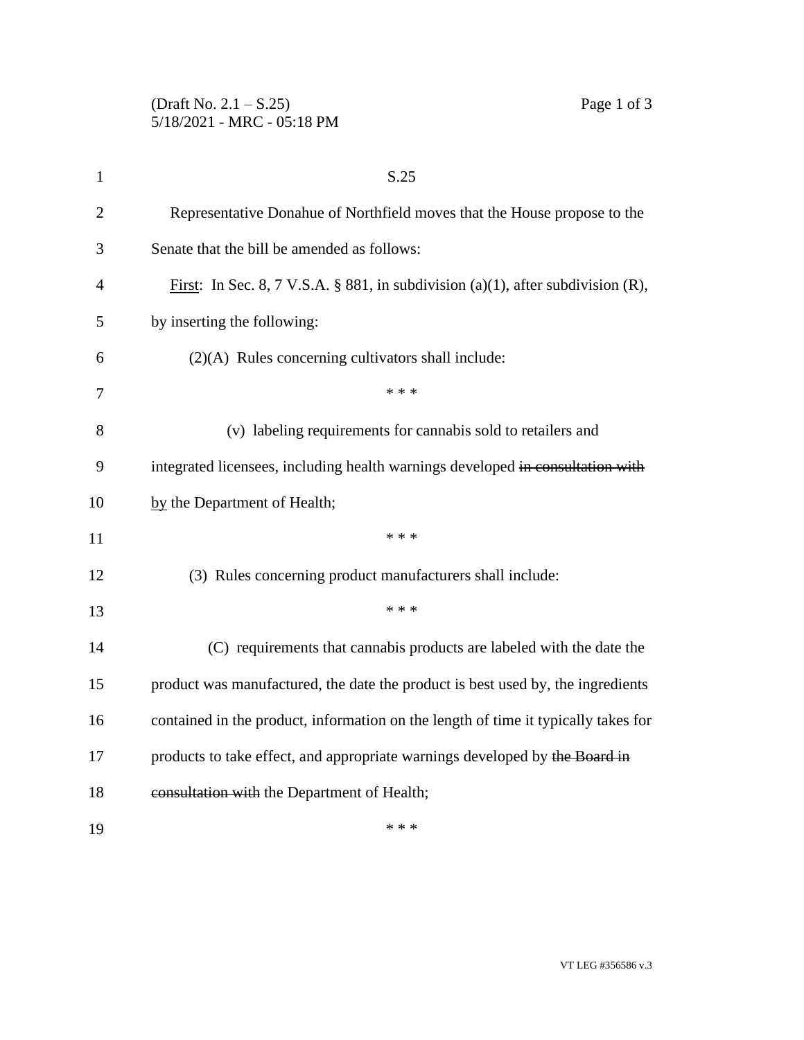S.25

Representative Donahue of Northfield moves that the House propose to the Senate that the bill be amended as follows:

<u>First</u>: In Sec. 8, 7 V.S.A. § 881, in subdivision (a)(1), after subdivision (R), by inserting the following:

(2)(A) Rules concerning cultivators shall include:

\* \* \*

(v) labeling requirements for cannabis sold to retailers and integrated licensees, including health warnings developed ~~in consultation with~~ <u>by</u> the Department of Health;

\* \* \*

(3) Rules concerning product manufacturers shall include:

\* \* \*

(C) requirements that cannabis products are labeled with the date the product was manufactured, the date the product is best used by, the ingredients contained in the product, information on the length of time it typically takes for products to take effect, and appropriate warnings developed by ~~the Board in consultation with~~ the Department of Health;

\* \* \*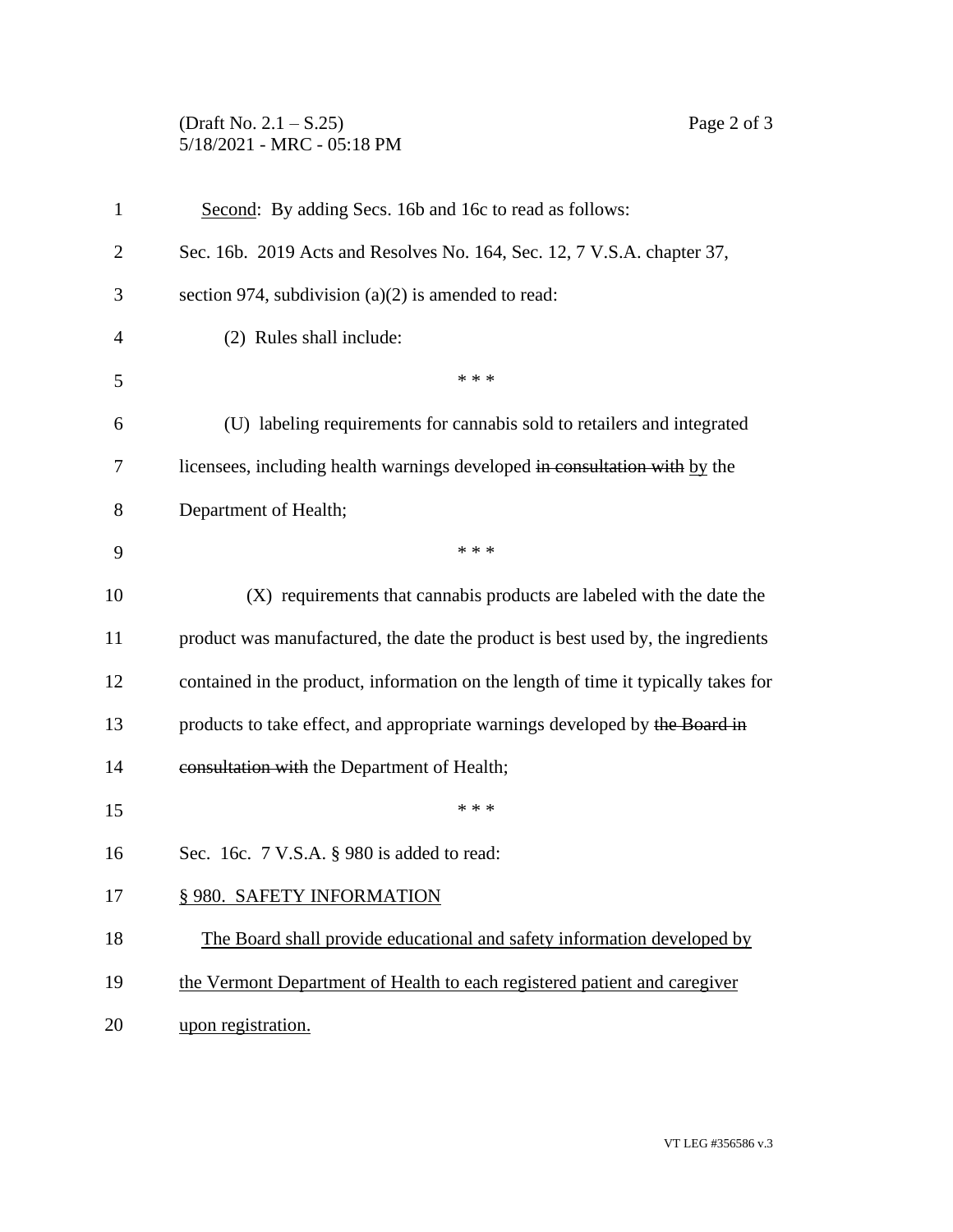<u>Second</u>: By adding Secs. 16b and 16c to read as follows:

Sec. 16b. 2019 Acts and Resolves No. 164, Sec. 12, 7 V.S.A. chapter 37, section 974, subdivision (a)(2) is amended to read:

(2) Rules shall include:

\* \* \*

(U) labeling requirements for cannabis sold to retailers and integrated licensees, including health warnings developed ~~in consultation with~~ <u>by</u> the Department of Health;

\* \* \*

(X) requirements that cannabis products are labeled with the date the product was manufactured, the date the product is best used by, the ingredients contained in the product, information on the length of time it typically takes for products to take effect, and appropriate warnings developed by ~~the Board in consultation with~~ the Department of Health;

\* \* \*

Sec. 16c. 7 V.S.A. § 980 is added to read:

<u>§ 980. SAFETY INFORMATION</u>

<u>The Board shall provide educational and safety information developed by the Vermont Department of Health to each registered patient and caregiver upon registration.</u>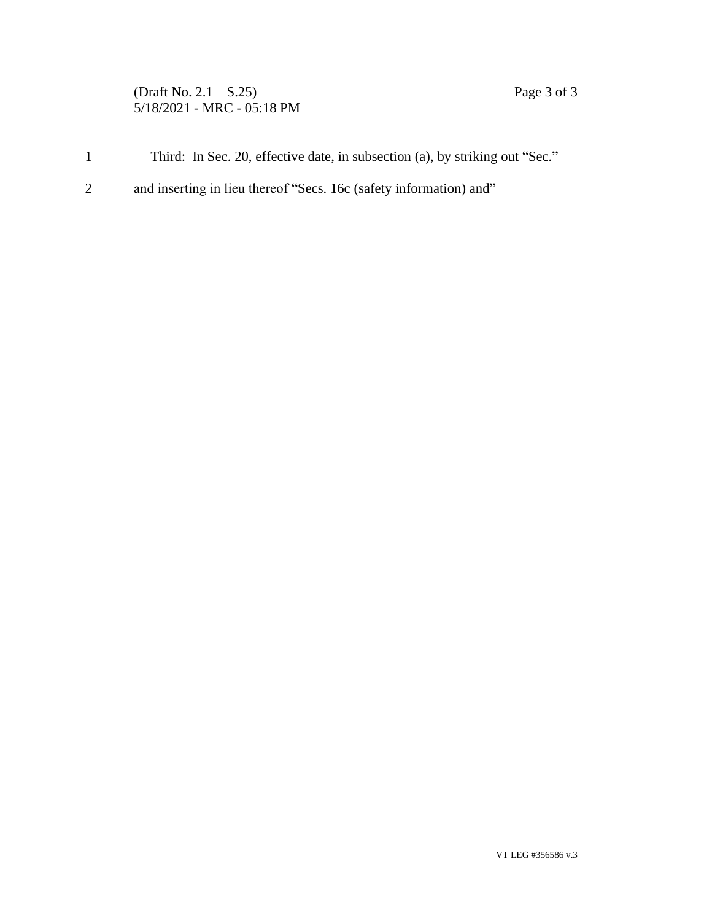<u>Third</u>: In Sec. 20, effective date, in subsection (a), by striking out "<u>Sec.</u>" and inserting in lieu thereof "<u>Secs. 16c (safety information) and</u>"